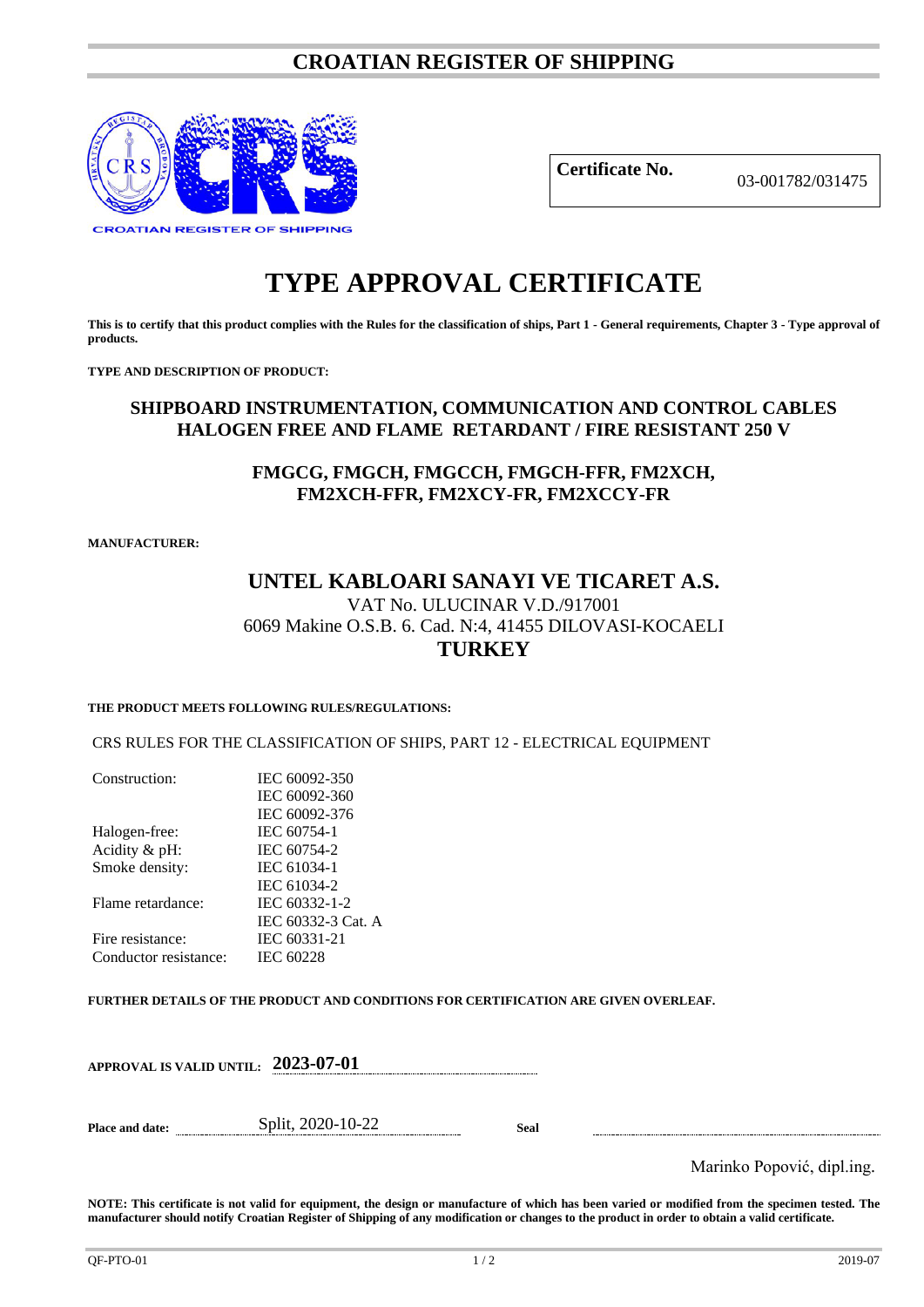# CROATIAN REGISTER OF SHIPPING

CROATIAN REGISTER OF SHIPPING

| **Certificate No.** | 03-001782/031475 |
|---|---|

# TYPE APPROVAL CERTIFICATE

**This is to certify that this product complies with the Rules for the classification of ships, Part 1 - General requirements, Chapter 3 - Type approval of products.**

**TYPE AND DESCRIPTION OF PRODUCT:**

### SHIPBOARD INSTRUMENTATION, COMMUNICATION AND CONTROL CABLES HALOGEN FREE AND FLAME RETARDANT / FIRE RESISTANT 250 V

### FMGCG, FMGCH, FMGCCH, FMGCH-FFR, FM2XCH, FM2XCH-FFR, FM2XCY-FR, FM2XCCY-FR

**MANUFACTURER:**

### UNTEL KABLOARI SANAYI VE TICARET A.S.

VAT No. ULUCINAR V.D./917001
6069 Makine O.S.B. 6. Cad. N:4, 41455 DILOVASI-KOCAELI
**TURKEY**

**THE PRODUCT MEETS FOLLOWING RULES/REGULATIONS:**

CRS RULES FOR THE CLASSIFICATION OF SHIPS, PART 12 - ELECTRICAL EQUIPMENT

| | |
|---|---|
| Construction: | IEC 60092-350 |
| | IEC 60092-360 |
| | IEC 60092-376 |
| Halogen-free: | IEC 60754-1 |
| Acidity & pH: | IEC 60754-2 |
| Smoke density: | IEC 61034-1 |
| | IEC 61034-2 |
| Flame retardance: | IEC 60332-1-2 |
| | IEC 60332-3 Cat. A |
| Fire resistance: | IEC 60331-21 |
| Conductor resistance: | IEC 60228 |

**FURTHER DETAILS OF THE PRODUCT AND CONDITIONS FOR CERTIFICATION ARE GIVEN OVERLEAF.**

**APPROVAL IS VALID UNTIL:** **2023-07-01**

**Place and date:** Split, 2020-10-22 **Seal**

Marinko Popović, dipl.ing.

**NOTE: This certificate is not valid for equipment, the design or manufacture of which has been varied or modified from the specimen tested. The manufacturer should notify Croatian Register of Shipping of any modification or changes to the product in order to obtain a valid certificate.**

QF-PTO-01 2019-07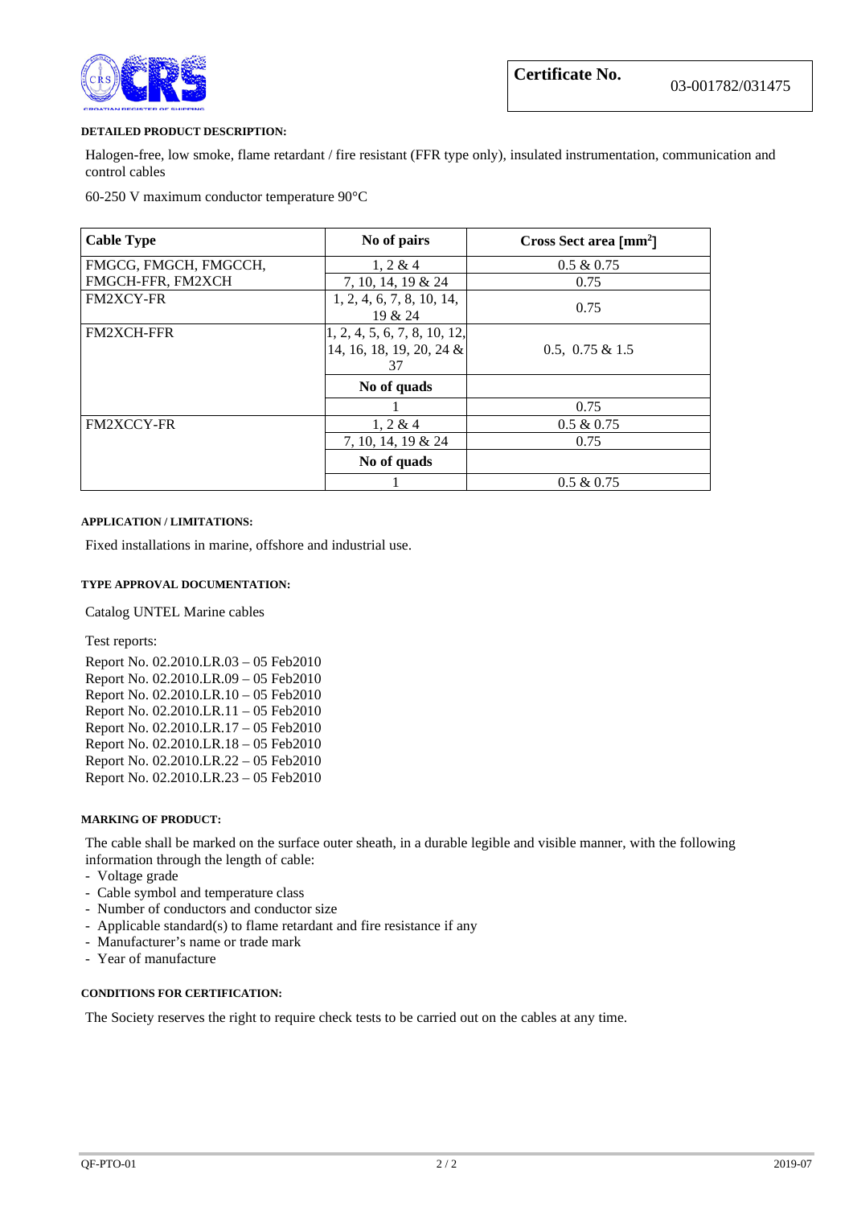**Certificate No.** 03-001782/031475

**DETAILED PRODUCT DESCRIPTION:**

Halogen-free, low smoke, flame retardant / fire resistant (FFR type only), insulated instrumentation, communication and control cables

60-250 V maximum conductor temperature 90°C

| Cable Type | No of pairs | Cross Sect area [mm$^2$] |
|---|---|---|
| FMGCG, FMGCH, FMGCCH, | 1, 2 & 4 | 0.5 & 0.75 |
| FMGCH-FFR, FM2XCH | 7, 10, 14, 19 & 24 | 0.75 |
| FM2XCY-FR | 1, 2, 4, 6, 7, 8, 10, 14, 19 & 24 | 0.75 |
| FM2XCH-FFR | 1, 2, 4, 5, 6, 7, 8, 10, 12, 14, 16, 18, 19, 20, 24 & 37 | 0.5, 0.75 & 1.5 |
| | **No of quads** | |
| | 1 | 0.75 |
| FM2XCCY-FR | 1, 2 & 4 | 0.5 & 0.75 |
| | 7, 10, 14, 19 & 24 | 0.75 |
| | **No of quads** | |
| | 1 | 0.5 & 0.75 |

**APPLICATION / LIMITATIONS:**

Fixed installations in marine, offshore and industrial use.

**TYPE APPROVAL DOCUMENTATION:**

Catalog UNTEL Marine cables

Test reports:

Report No. 02.2010.LR.03 – 05 Feb2010
Report No. 02.2010.LR.09 – 05 Feb2010
Report No. 02.2010.LR.10 – 05 Feb2010
Report No. 02.2010.LR.11 – 05 Feb2010
Report No. 02.2010.LR.17 – 05 Feb2010
Report No. 02.2010.LR.18 – 05 Feb2010
Report No. 02.2010.LR.22 – 05 Feb2010
Report No. 02.2010.LR.23 – 05 Feb2010

**MARKING OF PRODUCT:**

The cable shall be marked on the surface outer sheath, in a durable legible and visible manner, with the following information through the length of cable:

- Voltage grade
- Cable symbol and temperature class
- Number of conductors and conductor size
- Applicable standard(s) to flame retardant and fire resistance if any
- Manufacturer's name or trade mark
- Year of manufacture

**CONDITIONS FOR CERTIFICATION:**

The Society reserves the right to require check tests to be carried out on the cables at any time.